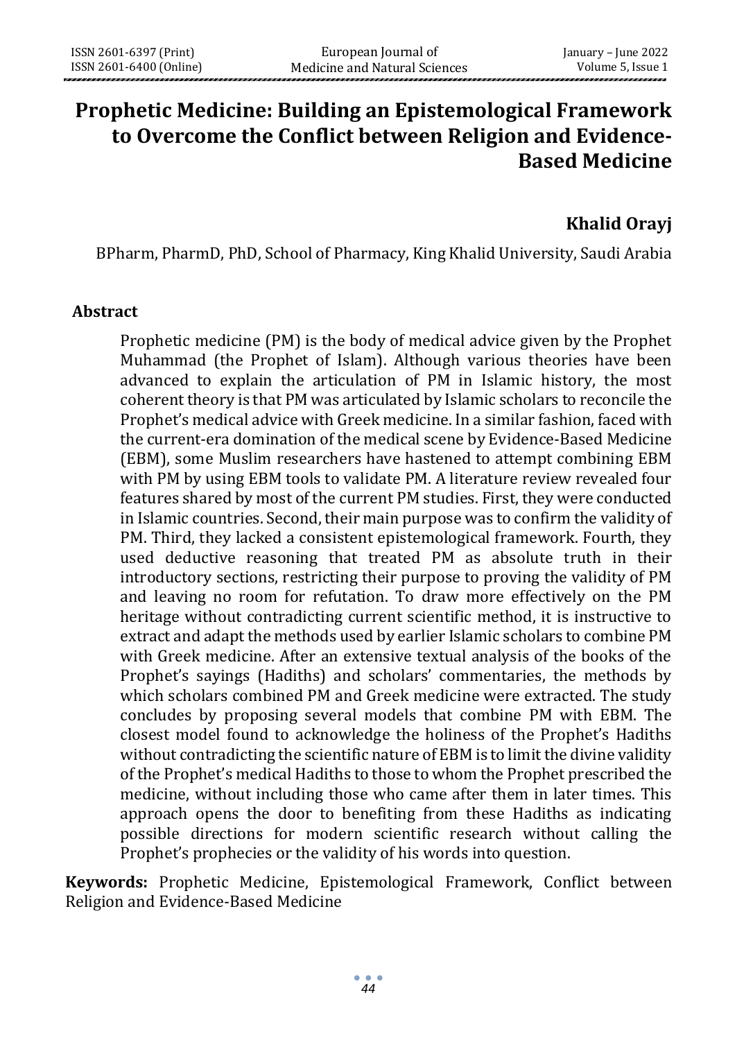# Prophetic Medicine: Building an Epistemological Framework to Overcome the Conflict between Religion and Evidence-Based Medicine

**Khalid Orayj**

BPharm, PharmD, PhD, School of Pharmacy, King Khalid University, Saudi Arabia

## Abstract

Prophetic medicine (PM) is the body of medical advice given by the Prophet Muhammad (the Prophet of Islam). Although various theories have been advanced to explain the articulation of PM in Islamic history, the most coherent theory is that PM was articulated by Islamic scholars to reconcile the Prophet's medical advice with Greek medicine. In a similar fashion, faced with the current-era domination of the medical scene by Evidence-Based Medicine (EBM), some Muslim researchers have hastened to attempt combining EBM with PM by using EBM tools to validate PM. A literature review revealed four features shared by most of the current PM studies. First, they were conducted in Islamic countries. Second, their main purpose was to confirm the validity of PM. Third, they lacked a consistent epistemological framework. Fourth, they used deductive reasoning that treated PM as absolute truth in their introductory sections, restricting their purpose to proving the validity of PM and leaving no room for refutation. To draw more effectively on the PM heritage without contradicting current scientific method, it is instructive to extract and adapt the methods used by earlier Islamic scholars to combine PM with Greek medicine. After an extensive textual analysis of the books of the Prophet's sayings (Hadiths) and scholars' commentaries, the methods by which scholars combined PM and Greek medicine were extracted. The study concludes by proposing several models that combine PM with EBM. The closest model found to acknowledge the holiness of the Prophet's Hadiths without contradicting the scientific nature of EBM is to limit the divine validity of the Prophet's medical Hadiths to those to whom the Prophet prescribed the medicine, without including those who came after them in later times. This approach opens the door to benefiting from these Hadiths as indicating possible directions for modern scientific research without calling the Prophet's prophecies or the validity of his words into question.

**Keywords:** Prophetic Medicine, Epistemological Framework, Conflict between Religion and Evidence-Based Medicine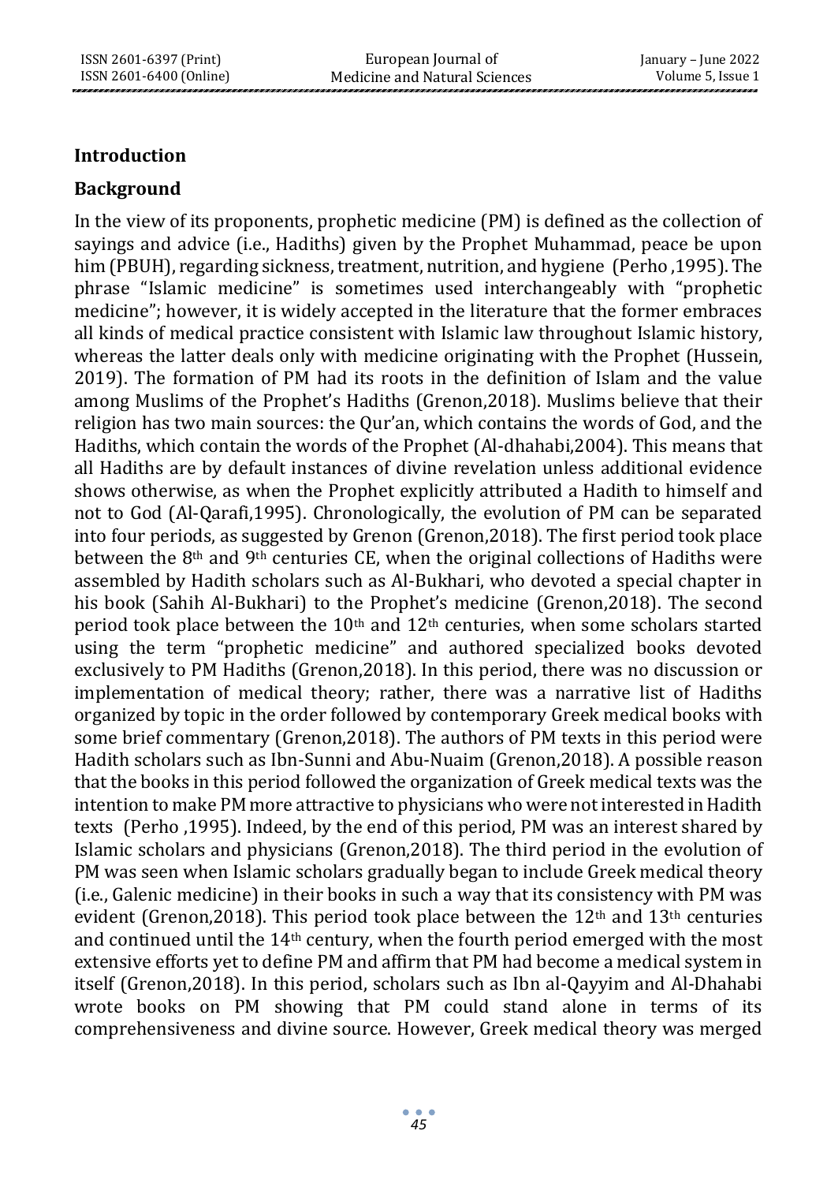## Introduction

### Background

In the view of its proponents, prophetic medicine (PM) is defined as the collection of sayings and advice (i.e., Hadiths) given by the Prophet Muhammad, peace be upon him (PBUH), regarding sickness, treatment, nutrition, and hygiene (Perho ,1995). The phrase "Islamic medicine" is sometimes used interchangeably with "prophetic medicine"; however, it is widely accepted in the literature that the former embraces all kinds of medical practice consistent with Islamic law throughout Islamic history, whereas the latter deals only with medicine originating with the Prophet (Hussein, 2019). The formation of PM had its roots in the definition of Islam and the value among Muslims of the Prophet's Hadiths (Grenon,2018). Muslims believe that their religion has two main sources: the Qur'an, which contains the words of God, and the Hadiths, which contain the words of the Prophet (Al-dhahabi,2004). This means that all Hadiths are by default instances of divine revelation unless additional evidence shows otherwise, as when the Prophet explicitly attributed a Hadith to himself and not to God (Al-Qarafi,1995). Chronologically, the evolution of PM can be separated into four periods, as suggested by Grenon (Grenon,2018). The first period took place between the 8th and 9th centuries CE, when the original collections of Hadiths were assembled by Hadith scholars such as Al-Bukhari, who devoted a special chapter in his book (Sahih Al-Bukhari) to the Prophet's medicine (Grenon,2018). The second period took place between the 10th and 12th centuries, when some scholars started using the term "prophetic medicine" and authored specialized books devoted exclusively to PM Hadiths (Grenon,2018). In this period, there was no discussion or implementation of medical theory; rather, there was a narrative list of Hadiths organized by topic in the order followed by contemporary Greek medical books with some brief commentary (Grenon,2018). The authors of PM texts in this period were Hadith scholars such as Ibn-Sunni and Abu-Nuaim (Grenon,2018). A possible reason that the books in this period followed the organization of Greek medical texts was the intention to make PM more attractive to physicians who were not interested in Hadith texts (Perho ,1995). Indeed, by the end of this period, PM was an interest shared by Islamic scholars and physicians (Grenon,2018). The third period in the evolution of PM was seen when Islamic scholars gradually began to include Greek medical theory (i.e., Galenic medicine) in their books in such a way that its consistency with PM was evident (Grenon,2018). This period took place between the 12th and 13th centuries and continued until the 14th century, when the fourth period emerged with the most extensive efforts yet to define PM and affirm that PM had become a medical system in itself (Grenon,2018). In this period, scholars such as Ibn al-Qayyim and Al-Dhahabi wrote books on PM showing that PM could stand alone in terms of its comprehensiveness and divine source. However, Greek medical theory was merged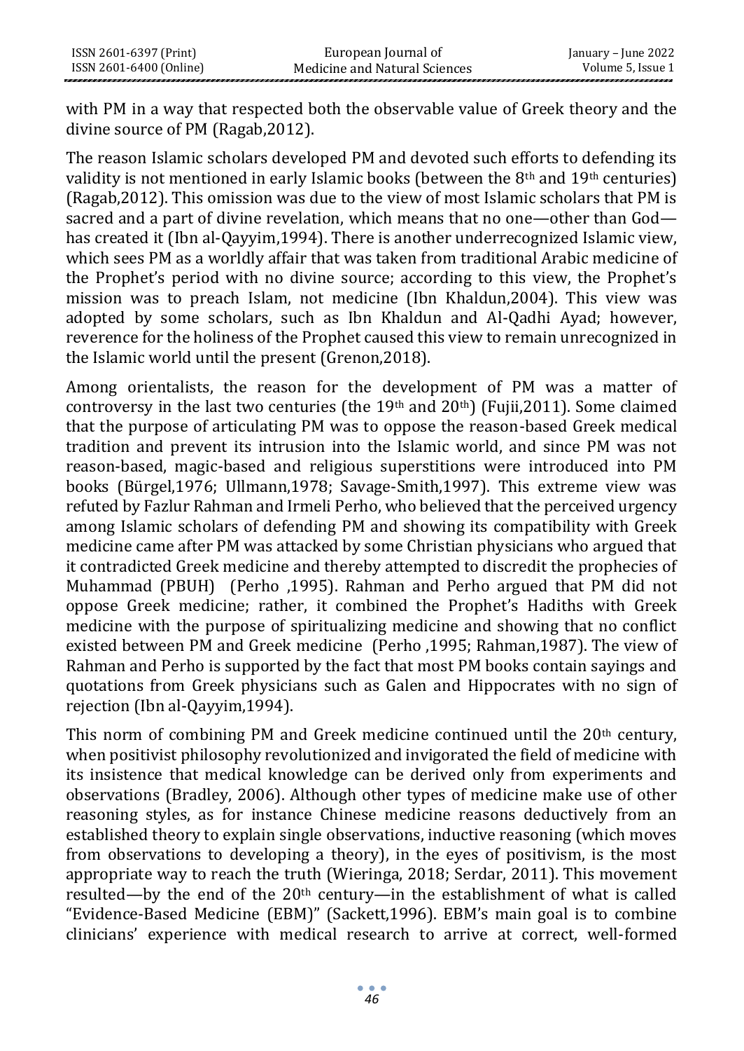with PM in a way that respected both the observable value of Greek theory and the divine source of PM (Ragab,2012).

The reason Islamic scholars developed PM and devoted such efforts to defending its validity is not mentioned in early Islamic books (between the 8th and 19th centuries) (Ragab,2012). This omission was due to the view of most Islamic scholars that PM is sacred and a part of divine revelation, which means that no one—other than God—has created it (Ibn al-Qayyim,1994). There is another underrecognized Islamic view, which sees PM as a worldly affair that was taken from traditional Arabic medicine of the Prophet's period with no divine source; according to this view, the Prophet's mission was to preach Islam, not medicine (Ibn Khaldun,2004). This view was adopted by some scholars, such as Ibn Khaldun and Al-Qadhi Ayad; however, reverence for the holiness of the Prophet caused this view to remain unrecognized in the Islamic world until the present (Grenon,2018).

Among orientalists, the reason for the development of PM was a matter of controversy in the last two centuries (the 19th and 20th) (Fujii,2011). Some claimed that the purpose of articulating PM was to oppose the reason-based Greek medical tradition and prevent its intrusion into the Islamic world, and since PM was not reason-based, magic-based and religious superstitions were introduced into PM books (Bürgel,1976; Ullmann,1978; Savage-Smith,1997). This extreme view was refuted by Fazlur Rahman and Irmeli Perho, who believed that the perceived urgency among Islamic scholars of defending PM and showing its compatibility with Greek medicine came after PM was attacked by some Christian physicians who argued that it contradicted Greek medicine and thereby attempted to discredit the prophecies of Muhammad (PBUH) (Perho ,1995). Rahman and Perho argued that PM did not oppose Greek medicine; rather, it combined the Prophet's Hadiths with Greek medicine with the purpose of spiritualizing medicine and showing that no conflict existed between PM and Greek medicine (Perho ,1995; Rahman,1987). The view of Rahman and Perho is supported by the fact that most PM books contain sayings and quotations from Greek physicians such as Galen and Hippocrates with no sign of rejection (Ibn al-Qayyim,1994).

This norm of combining PM and Greek medicine continued until the 20th century, when positivist philosophy revolutionized and invigorated the field of medicine with its insistence that medical knowledge can be derived only from experiments and observations (Bradley, 2006). Although other types of medicine make use of other reasoning styles, as for instance Chinese medicine reasons deductively from an established theory to explain single observations, inductive reasoning (which moves from observations to developing a theory), in the eyes of positivism, is the most appropriate way to reach the truth (Wieringa, 2018; Serdar, 2011). This movement resulted—by the end of the 20th century—in the establishment of what is called "Evidence-Based Medicine (EBM)" (Sackett,1996). EBM's main goal is to combine clinicians' experience with medical research to arrive at correct, well-formed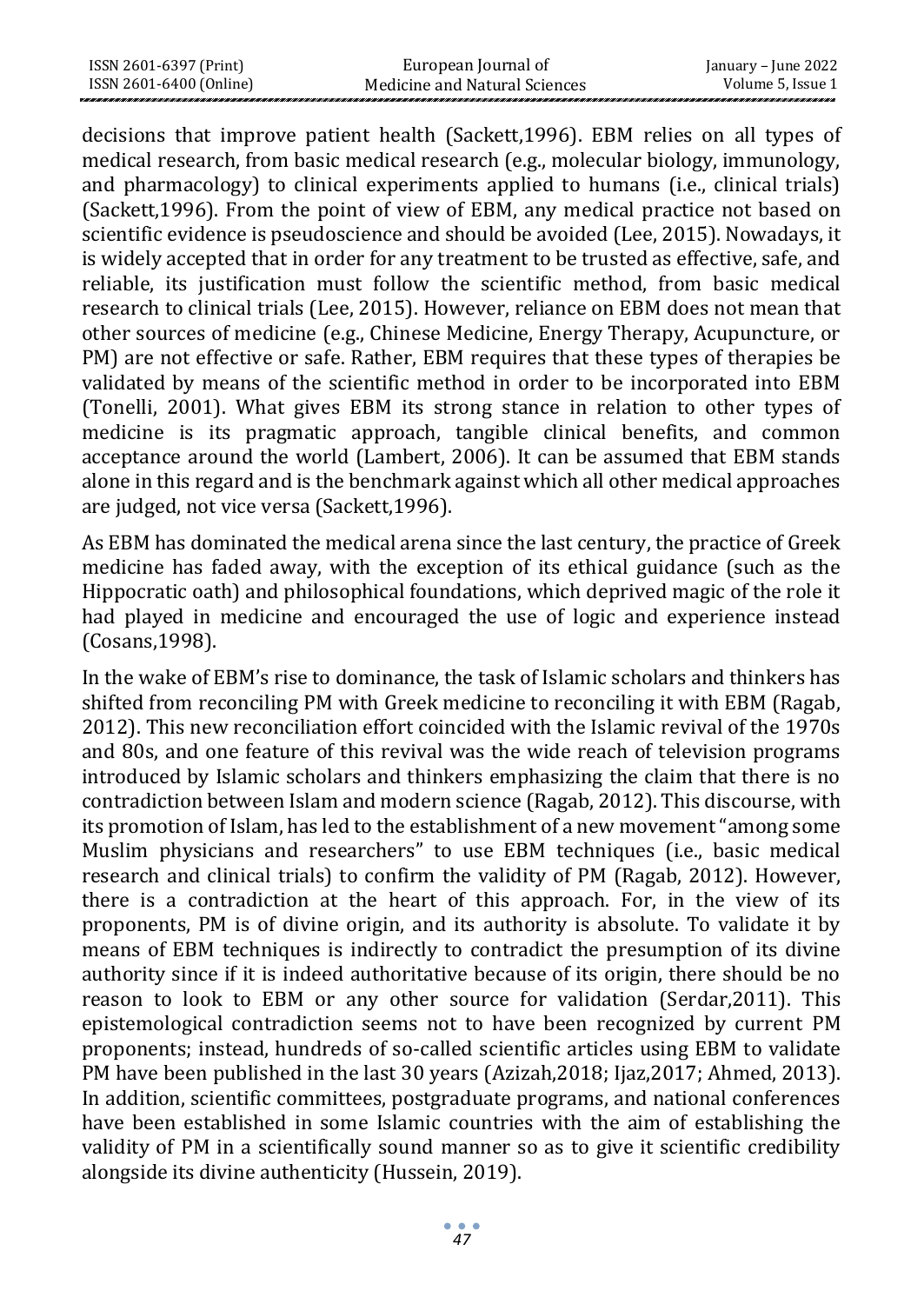decisions that improve patient health (Sackett,1996). EBM relies on all types of medical research, from basic medical research (e.g., molecular biology, immunology, and pharmacology) to clinical experiments applied to humans (i.e., clinical trials) (Sackett,1996). From the point of view of EBM, any medical practice not based on scientific evidence is pseudoscience and should be avoided (Lee, 2015). Nowadays, it is widely accepted that in order for any treatment to be trusted as effective, safe, and reliable, its justification must follow the scientific method, from basic medical research to clinical trials (Lee, 2015). However, reliance on EBM does not mean that other sources of medicine (e.g., Chinese Medicine, Energy Therapy, Acupuncture, or PM) are not effective or safe. Rather, EBM requires that these types of therapies be validated by means of the scientific method in order to be incorporated into EBM (Tonelli, 2001). What gives EBM its strong stance in relation to other types of medicine is its pragmatic approach, tangible clinical benefits, and common acceptance around the world (Lambert, 2006). It can be assumed that EBM stands alone in this regard and is the benchmark against which all other medical approaches are judged, not vice versa (Sackett,1996).

As EBM has dominated the medical arena since the last century, the practice of Greek medicine has faded away, with the exception of its ethical guidance (such as the Hippocratic oath) and philosophical foundations, which deprived magic of the role it had played in medicine and encouraged the use of logic and experience instead (Cosans,1998).

In the wake of EBM's rise to dominance, the task of Islamic scholars and thinkers has shifted from reconciling PM with Greek medicine to reconciling it with EBM (Ragab, 2012). This new reconciliation effort coincided with the Islamic revival of the 1970s and 80s, and one feature of this revival was the wide reach of television programs introduced by Islamic scholars and thinkers emphasizing the claim that there is no contradiction between Islam and modern science (Ragab, 2012). This discourse, with its promotion of Islam, has led to the establishment of a new movement "among some Muslim physicians and researchers" to use EBM techniques (i.e., basic medical research and clinical trials) to confirm the validity of PM (Ragab, 2012). However, there is a contradiction at the heart of this approach. For, in the view of its proponents, PM is of divine origin, and its authority is absolute. To validate it by means of EBM techniques is indirectly to contradict the presumption of its divine authority since if it is indeed authoritative because of its origin, there should be no reason to look to EBM or any other source for validation (Serdar,2011). This epistemological contradiction seems not to have been recognized by current PM proponents; instead, hundreds of so-called scientific articles using EBM to validate PM have been published in the last 30 years (Azizah,2018; Ijaz,2017; Ahmed, 2013). In addition, scientific committees, postgraduate programs, and national conferences have been established in some Islamic countries with the aim of establishing the validity of PM in a scientifically sound manner so as to give it scientific credibility alongside its divine authenticity (Hussein, 2019).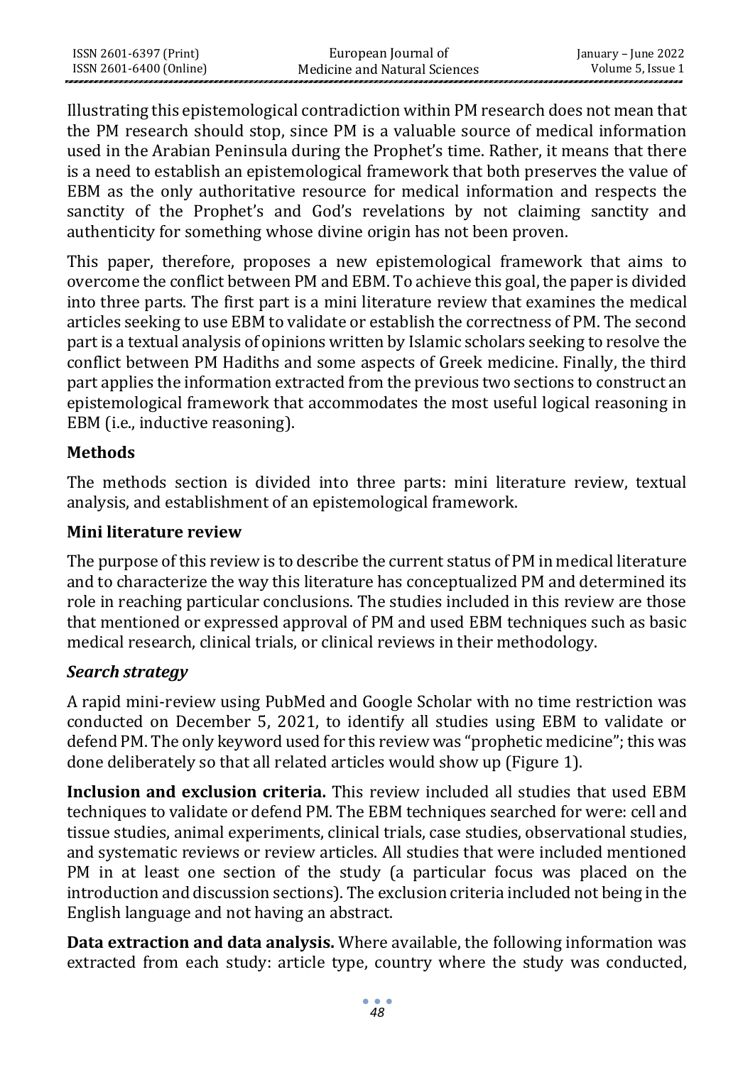Illustrating this epistemological contradiction within PM research does not mean that the PM research should stop, since PM is a valuable source of medical information used in the Arabian Peninsula during the Prophet's time. Rather, it means that there is a need to establish an epistemological framework that both preserves the value of EBM as the only authoritative resource for medical information and respects the sanctity of the Prophet's and God's revelations by not claiming sanctity and authenticity for something whose divine origin has not been proven.

This paper, therefore, proposes a new epistemological framework that aims to overcome the conflict between PM and EBM. To achieve this goal, the paper is divided into three parts. The first part is a mini literature review that examines the medical articles seeking to use EBM to validate or establish the correctness of PM. The second part is a textual analysis of opinions written by Islamic scholars seeking to resolve the conflict between PM Hadiths and some aspects of Greek medicine. Finally, the third part applies the information extracted from the previous two sections to construct an epistemological framework that accommodates the most useful logical reasoning in EBM (i.e., inductive reasoning).

## Methods

The methods section is divided into three parts: mini literature review, textual analysis, and establishment of an epistemological framework.

### Mini literature review

The purpose of this review is to describe the current status of PM in medical literature and to characterize the way this literature has conceptualized PM and determined its role in reaching particular conclusions. The studies included in this review are those that mentioned or expressed approval of PM and used EBM techniques such as basic medical research, clinical trials, or clinical reviews in their methodology.

#### *Search strategy*

A rapid mini-review using PubMed and Google Scholar with no time restriction was conducted on December 5, 2021, to identify all studies using EBM to validate or defend PM. The only keyword used for this review was "prophetic medicine"; this was done deliberately so that all related articles would show up (Figure 1).

**Inclusion and exclusion criteria.** This review included all studies that used EBM techniques to validate or defend PM. The EBM techniques searched for were: cell and tissue studies, animal experiments, clinical trials, case studies, observational studies, and systematic reviews or review articles. All studies that were included mentioned PM in at least one section of the study (a particular focus was placed on the introduction and discussion sections). The exclusion criteria included not being in the English language and not having an abstract.

**Data extraction and data analysis.** Where available, the following information was extracted from each study: article type, country where the study was conducted,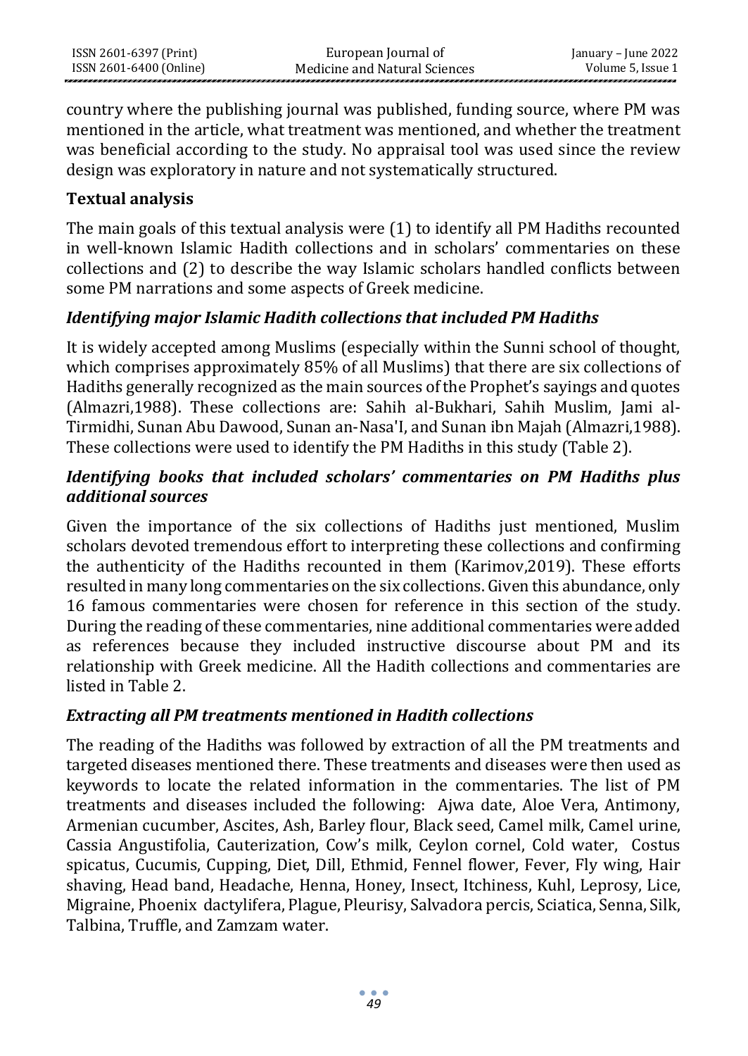country where the publishing journal was published, funding source, where PM was mentioned in the article, what treatment was mentioned, and whether the treatment was beneficial according to the study. No appraisal tool was used since the review design was exploratory in nature and not systematically structured.

## Textual analysis

The main goals of this textual analysis were (1) to identify all PM Hadiths recounted in well-known Islamic Hadith collections and in scholars' commentaries on these collections and (2) to describe the way Islamic scholars handled conflicts between some PM narrations and some aspects of Greek medicine.

### *Identifying major Islamic Hadith collections that included PM Hadiths*

It is widely accepted among Muslims (especially within the Sunni school of thought, which comprises approximately 85% of all Muslims) that there are six collections of Hadiths generally recognized as the main sources of the Prophet's sayings and quotes (Almazri,1988). These collections are: Sahih al-Bukhari, Sahih Muslim, Jami al-Tirmidhi, Sunan Abu Dawood, Sunan an-Nasa'I, and Sunan ibn Majah (Almazri,1988). These collections were used to identify the PM Hadiths in this study (Table 2).

### *Identifying books that included scholars' commentaries on PM Hadiths plus additional sources*

Given the importance of the six collections of Hadiths just mentioned, Muslim scholars devoted tremendous effort to interpreting these collections and confirming the authenticity of the Hadiths recounted in them (Karimov,2019). These efforts resulted in many long commentaries on the six collections. Given this abundance, only 16 famous commentaries were chosen for reference in this section of the study. During the reading of these commentaries, nine additional commentaries were added as references because they included instructive discourse about PM and its relationship with Greek medicine. All the Hadith collections and commentaries are listed in Table 2.

### *Extracting all PM treatments mentioned in Hadith collections*

The reading of the Hadiths was followed by extraction of all the PM treatments and targeted diseases mentioned there. These treatments and diseases were then used as keywords to locate the related information in the commentaries. The list of PM treatments and diseases included the following: Ajwa date, Aloe Vera, Antimony, Armenian cucumber, Ascites, Ash, Barley flour, Black seed, Camel milk, Camel urine, Cassia Angustifolia, Cauterization, Cow's milk, Ceylon cornel, Cold water, Costus spicatus, Cucumis, Cupping, Diet, Dill, Ethmid, Fennel flower, Fever, Fly wing, Hair shaving, Head band, Headache, Henna, Honey, Insect, Itchiness, Kuhl, Leprosy, Lice, Migraine, Phoenix dactylifera, Plague, Pleurisy, Salvadora percis, Sciatica, Senna, Silk, Talbina, Truffle, and Zamzam water.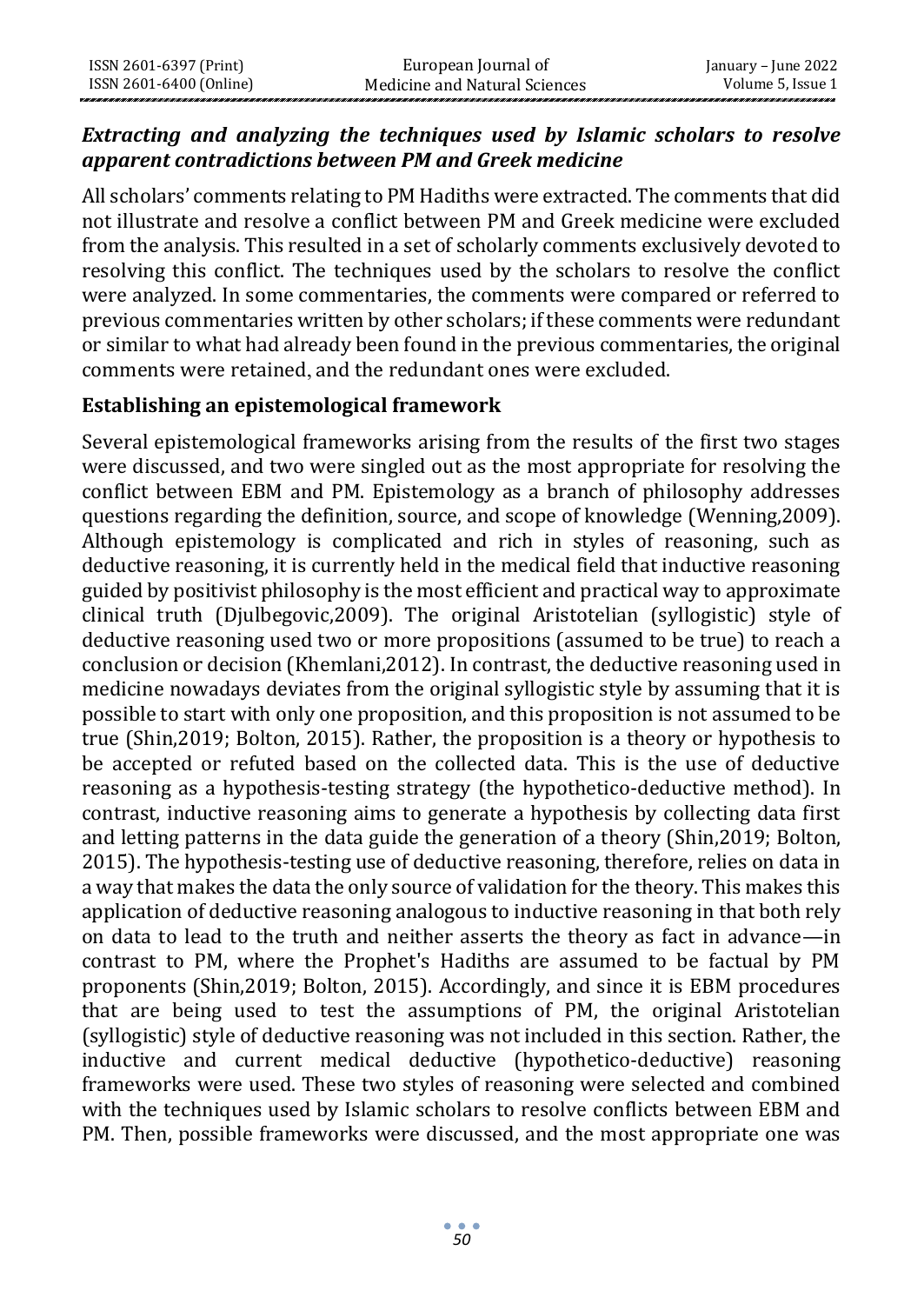### *Extracting and analyzing the techniques used by Islamic scholars to resolve apparent contradictions between PM and Greek medicine*

All scholars' comments relating to PM Hadiths were extracted. The comments that did not illustrate and resolve a conflict between PM and Greek medicine were excluded from the analysis. This resulted in a set of scholarly comments exclusively devoted to resolving this conflict. The techniques used by the scholars to resolve the conflict were analyzed. In some commentaries, the comments were compared or referred to previous commentaries written by other scholars; if these comments were redundant or similar to what had already been found in the previous commentaries, the original comments were retained, and the redundant ones were excluded.

### **Establishing an epistemological framework**

Several epistemological frameworks arising from the results of the first two stages were discussed, and two were singled out as the most appropriate for resolving the conflict between EBM and PM. Epistemology as a branch of philosophy addresses questions regarding the definition, source, and scope of knowledge (Wenning,2009). Although epistemology is complicated and rich in styles of reasoning, such as deductive reasoning, it is currently held in the medical field that inductive reasoning guided by positivist philosophy is the most efficient and practical way to approximate clinical truth (Djulbegovic,2009). The original Aristotelian (syllogistic) style of deductive reasoning used two or more propositions (assumed to be true) to reach a conclusion or decision (Khemlani,2012). In contrast, the deductive reasoning used in medicine nowadays deviates from the original syllogistic style by assuming that it is possible to start with only one proposition, and this proposition is not assumed to be true (Shin,2019; Bolton, 2015). Rather, the proposition is a theory or hypothesis to be accepted or refuted based on the collected data. This is the use of deductive reasoning as a hypothesis-testing strategy (the hypothetico-deductive method). In contrast, inductive reasoning aims to generate a hypothesis by collecting data first and letting patterns in the data guide the generation of a theory (Shin,2019; Bolton, 2015). The hypothesis-testing use of deductive reasoning, therefore, relies on data in a way that makes the data the only source of validation for the theory. This makes this application of deductive reasoning analogous to inductive reasoning in that both rely on data to lead to the truth and neither asserts the theory as fact in advance—in contrast to PM, where the Prophet's Hadiths are assumed to be factual by PM proponents (Shin,2019; Bolton, 2015). Accordingly, and since it is EBM procedures that are being used to test the assumptions of PM, the original Aristotelian (syllogistic) style of deductive reasoning was not included in this section. Rather, the inductive and current medical deductive (hypothetico-deductive) reasoning frameworks were used. These two styles of reasoning were selected and combined with the techniques used by Islamic scholars to resolve conflicts between EBM and PM. Then, possible frameworks were discussed, and the most appropriate one was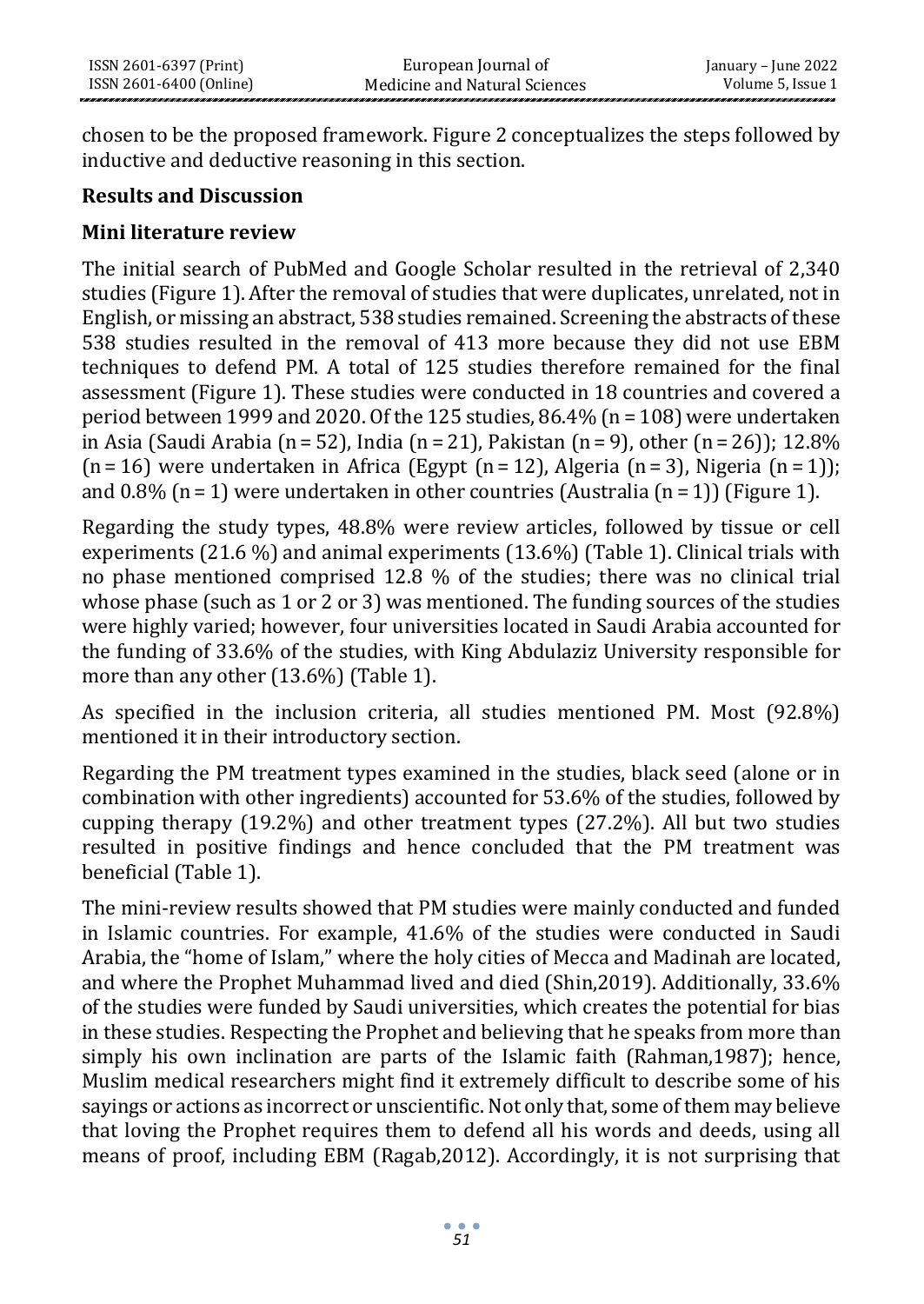chosen to be the proposed framework. Figure 2 conceptualizes the steps followed by inductive and deductive reasoning in this section.

## Results and Discussion

### Mini literature review

The initial search of PubMed and Google Scholar resulted in the retrieval of 2,340 studies (Figure 1). After the removal of studies that were duplicates, unrelated, not in English, or missing an abstract, 538 studies remained. Screening the abstracts of these 538 studies resulted in the removal of 413 more because they did not use EBM techniques to defend PM. A total of 125 studies therefore remained for the final assessment (Figure 1). These studies were conducted in 18 countries and covered a period between 1999 and 2020. Of the 125 studies, 86.4% (n = 108) were undertaken in Asia (Saudi Arabia (n = 52), India (n = 21), Pakistan (n = 9), other (n = 26)); 12.8% (n = 16) were undertaken in Africa (Egypt (n = 12), Algeria (n = 3), Nigeria (n = 1)); and 0.8% (n = 1) were undertaken in other countries (Australia (n = 1)) (Figure 1).

Regarding the study types, 48.8% were review articles, followed by tissue or cell experiments (21.6 %) and animal experiments (13.6%) (Table 1). Clinical trials with no phase mentioned comprised 12.8 % of the studies; there was no clinical trial whose phase (such as 1 or 2 or 3) was mentioned. The funding sources of the studies were highly varied; however, four universities located in Saudi Arabia accounted for the funding of 33.6% of the studies, with King Abdulaziz University responsible for more than any other (13.6%) (Table 1).

As specified in the inclusion criteria, all studies mentioned PM. Most (92.8%) mentioned it in their introductory section.

Regarding the PM treatment types examined in the studies, black seed (alone or in combination with other ingredients) accounted for 53.6% of the studies, followed by cupping therapy (19.2%) and other treatment types (27.2%). All but two studies resulted in positive findings and hence concluded that the PM treatment was beneficial (Table 1).

The mini-review results showed that PM studies were mainly conducted and funded in Islamic countries. For example, 41.6% of the studies were conducted in Saudi Arabia, the "home of Islam," where the holy cities of Mecca and Madinah are located, and where the Prophet Muhammad lived and died (Shin,2019). Additionally, 33.6% of the studies were funded by Saudi universities, which creates the potential for bias in these studies. Respecting the Prophet and believing that he speaks from more than simply his own inclination are parts of the Islamic faith (Rahman,1987); hence, Muslim medical researchers might find it extremely difficult to describe some of his sayings or actions as incorrect or unscientific. Not only that, some of them may believe that loving the Prophet requires them to defend all his words and deeds, using all means of proof, including EBM (Ragab,2012). Accordingly, it is not surprising that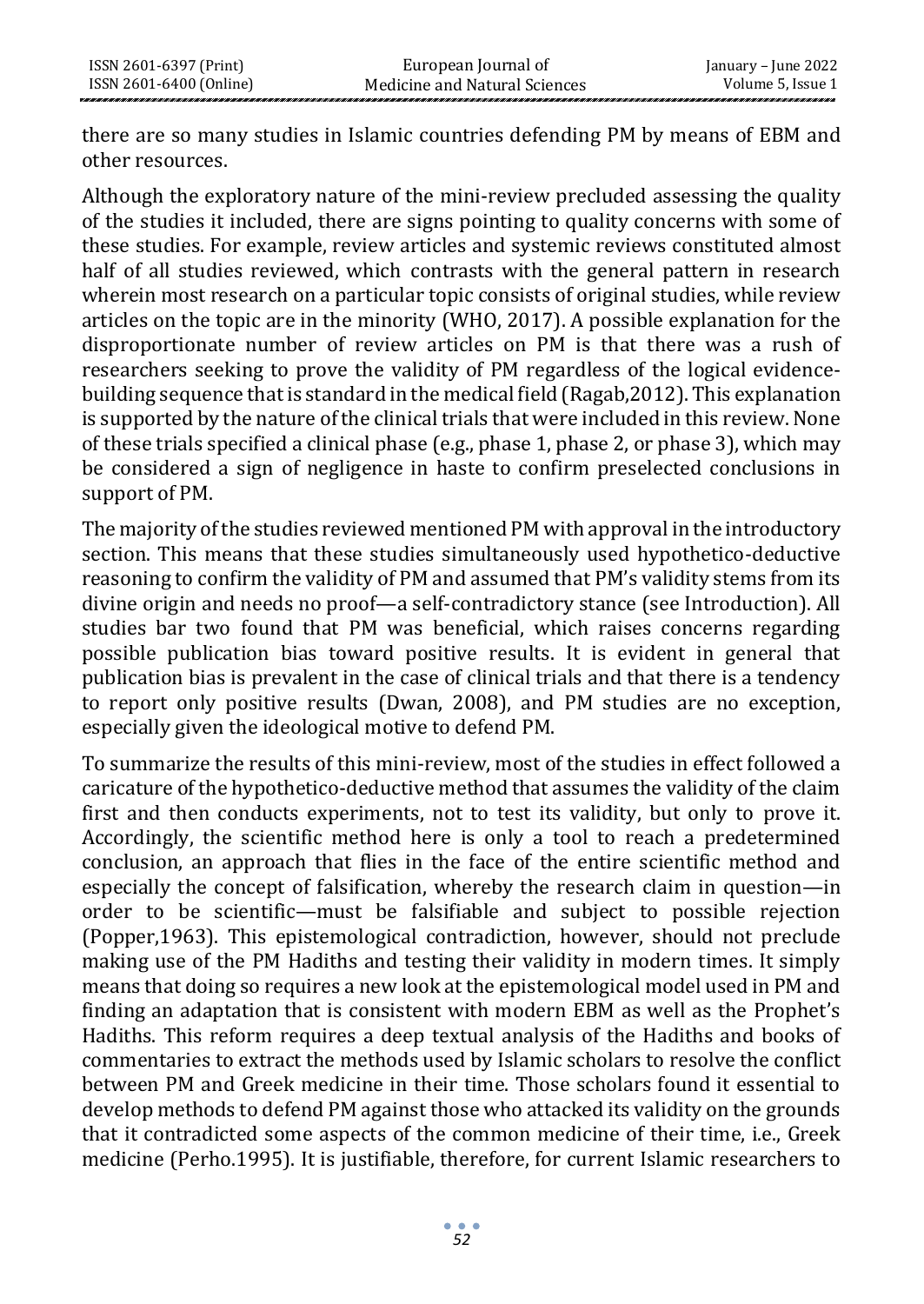there are so many studies in Islamic countries defending PM by means of EBM and other resources.

Although the exploratory nature of the mini-review precluded assessing the quality of the studies it included, there are signs pointing to quality concerns with some of these studies. For example, review articles and systemic reviews constituted almost half of all studies reviewed, which contrasts with the general pattern in research wherein most research on a particular topic consists of original studies, while review articles on the topic are in the minority (WHO, 2017). A possible explanation for the disproportionate number of review articles on PM is that there was a rush of researchers seeking to prove the validity of PM regardless of the logical evidence-building sequence that is standard in the medical field (Ragab,2012). This explanation is supported by the nature of the clinical trials that were included in this review. None of these trials specified a clinical phase (e.g., phase 1, phase 2, or phase 3), which may be considered a sign of negligence in haste to confirm preselected conclusions in support of PM.

The majority of the studies reviewed mentioned PM with approval in the introductory section. This means that these studies simultaneously used hypothetico-deductive reasoning to confirm the validity of PM and assumed that PM's validity stems from its divine origin and needs no proof—a self-contradictory stance (see Introduction). All studies bar two found that PM was beneficial, which raises concerns regarding possible publication bias toward positive results. It is evident in general that publication bias is prevalent in the case of clinical trials and that there is a tendency to report only positive results (Dwan, 2008), and PM studies are no exception, especially given the ideological motive to defend PM.

To summarize the results of this mini-review, most of the studies in effect followed a caricature of the hypothetico-deductive method that assumes the validity of the claim first and then conducts experiments, not to test its validity, but only to prove it. Accordingly, the scientific method here is only a tool to reach a predetermined conclusion, an approach that flies in the face of the entire scientific method and especially the concept of falsification, whereby the research claim in question—in order to be scientific—must be falsifiable and subject to possible rejection (Popper,1963). This epistemological contradiction, however, should not preclude making use of the PM Hadiths and testing their validity in modern times. It simply means that doing so requires a new look at the epistemological model used in PM and finding an adaptation that is consistent with modern EBM as well as the Prophet's Hadiths. This reform requires a deep textual analysis of the Hadiths and books of commentaries to extract the methods used by Islamic scholars to resolve the conflict between PM and Greek medicine in their time. Those scholars found it essential to develop methods to defend PM against those who attacked its validity on the grounds that it contradicted some aspects of the common medicine of their time, i.e., Greek medicine (Perho.1995). It is justifiable, therefore, for current Islamic researchers to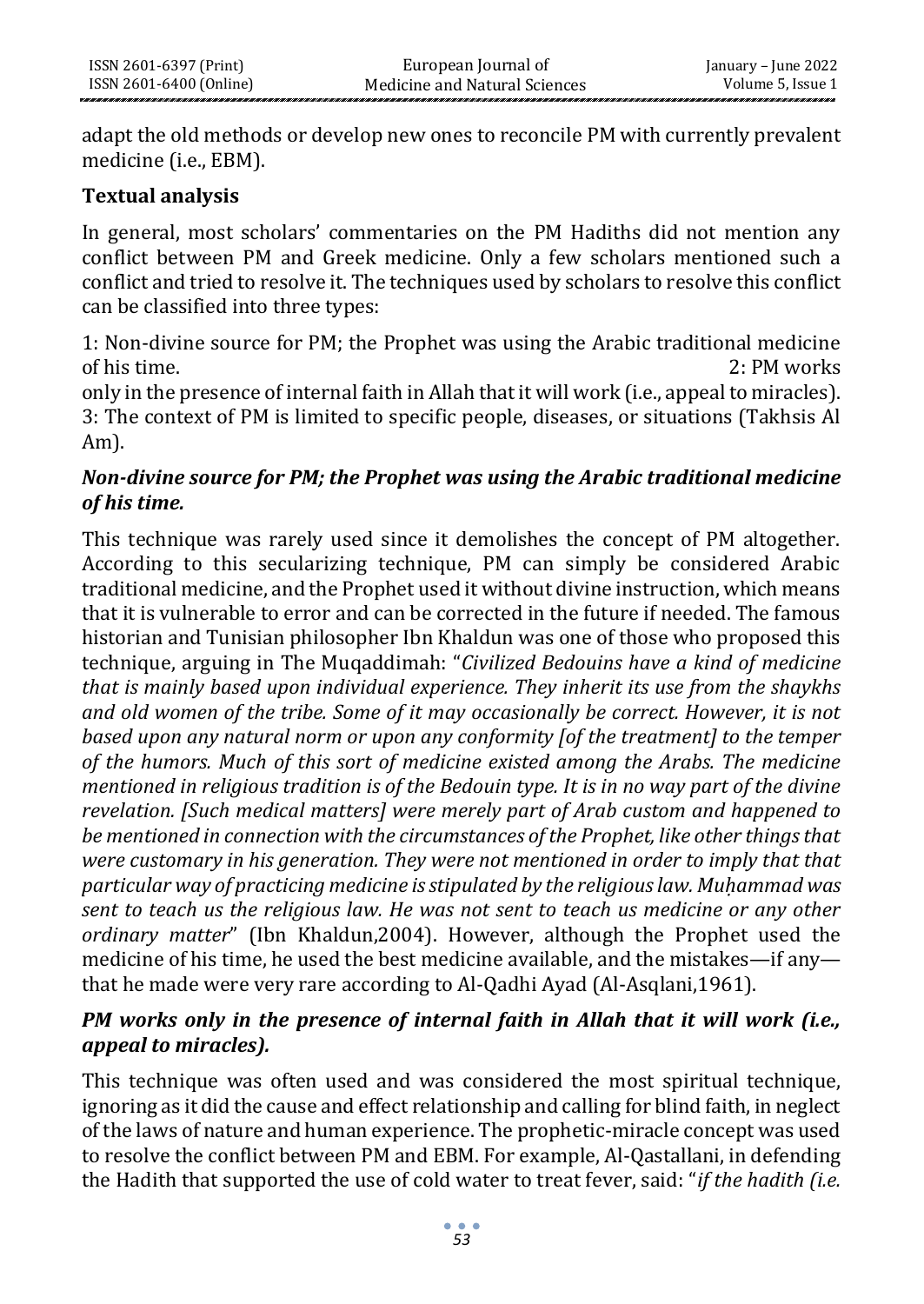adapt the old methods or develop new ones to reconcile PM with currently prevalent medicine (i.e., EBM).

## Textual analysis

In general, most scholars' commentaries on the PM Hadiths did not mention any conflict between PM and Greek medicine. Only a few scholars mentioned such a conflict and tried to resolve it. The techniques used by scholars to resolve this conflict can be classified into three types:

1: Non-divine source for PM; the Prophet was using the Arabic traditional medicine of his time.
2: PM works only in the presence of internal faith in Allah that it will work (i.e., appeal to miracles).
3: The context of PM is limited to specific people, diseases, or situations (Takhsis Al Am).

### *Non-divine source for PM; the Prophet was using the Arabic traditional medicine of his time.*

This technique was rarely used since it demolishes the concept of PM altogether. According to this secularizing technique, PM can simply be considered Arabic traditional medicine, and the Prophet used it without divine instruction, which means that it is vulnerable to error and can be corrected in the future if needed. The famous historian and Tunisian philosopher Ibn Khaldun was one of those who proposed this technique, arguing in The Muqaddimah: "*Civilized Bedouins have a kind of medicine that is mainly based upon individual experience. They inherit its use from the shaykhs and old women of the tribe. Some of it may occasionally be correct. However, it is not based upon any natural norm or upon any conformity [of the treatment] to the temper of the humors. Much of this sort of medicine existed among the Arabs. The medicine mentioned in religious tradition is of the Bedouin type. It is in no way part of the divine revelation. [Such medical matters] were merely part of Arab custom and happened to be mentioned in connection with the circumstances of the Prophet, like other things that were customary in his generation. They were not mentioned in order to imply that that particular way of practicing medicine is stipulated by the religious law. Muḥammad was sent to teach us the religious law. He was not sent to teach us medicine or any other ordinary matter*" (Ibn Khaldun,2004). However, although the Prophet used the medicine of his time, he used the best medicine available, and the mistakes—if any—that he made were very rare according to Al-Qadhi Ayad (Al-Asqlani,1961).

### *PM works only in the presence of internal faith in Allah that it will work (i.e., appeal to miracles).*

This technique was often used and was considered the most spiritual technique, ignoring as it did the cause and effect relationship and calling for blind faith, in neglect of the laws of nature and human experience. The prophetic-miracle concept was used to resolve the conflict between PM and EBM. For example, Al-Qastallani, in defending the Hadith that supported the use of cold water to treat fever, said: "*if the hadith (i.e.*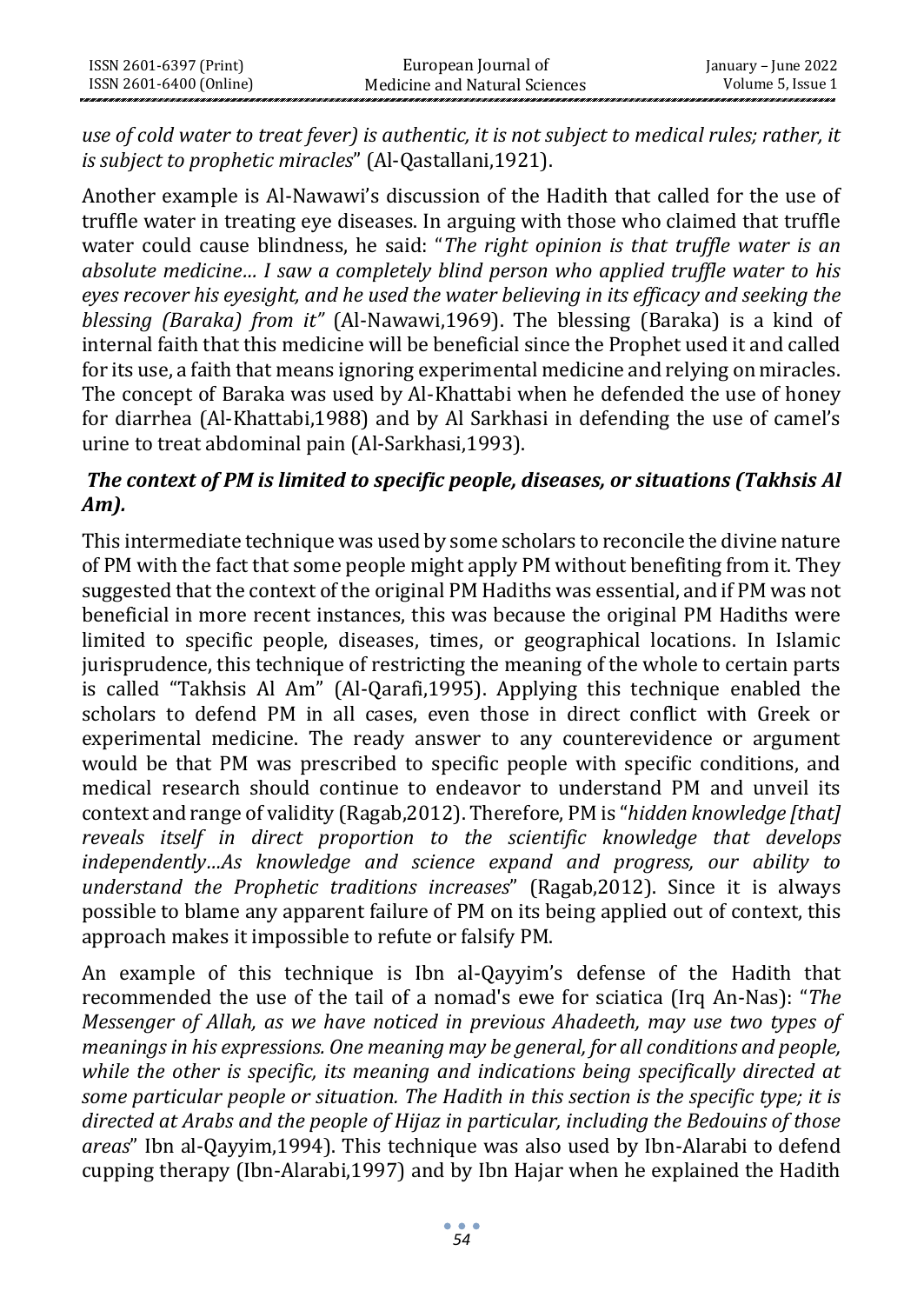*use of cold water to treat fever) is authentic, it is not subject to medical rules; rather, it is subject to prophetic miracles*" (Al-Qastallani,1921).

Another example is Al-Nawawi's discussion of the Hadith that called for the use of truffle water in treating eye diseases. In arguing with those who claimed that truffle water could cause blindness, he said: "*The right opinion is that truffle water is an absolute medicine… I saw a completely blind person who applied truffle water to his eyes recover his eyesight, and he used the water believing in its efficacy and seeking the blessing (Baraka) from it"* (Al-Nawawi,1969). The blessing (Baraka) is a kind of internal faith that this medicine will be beneficial since the Prophet used it and called for its use, a faith that means ignoring experimental medicine and relying on miracles. The concept of Baraka was used by Al-Khattabi when he defended the use of honey for diarrhea (Al-Khattabi,1988) and by Al Sarkhasi in defending the use of camel's urine to treat abdominal pain (Al-Sarkhasi,1993).

***The context of PM is limited to specific people, diseases, or situations (Takhsis Al Am).***

This intermediate technique was used by some scholars to reconcile the divine nature of PM with the fact that some people might apply PM without benefiting from it. They suggested that the context of the original PM Hadiths was essential, and if PM was not beneficial in more recent instances, this was because the original PM Hadiths were limited to specific people, diseases, times, or geographical locations. In Islamic jurisprudence, this technique of restricting the meaning of the whole to certain parts is called "Takhsis Al Am" (Al-Qarafi,1995). Applying this technique enabled the scholars to defend PM in all cases, even those in direct conflict with Greek or experimental medicine. The ready answer to any counterevidence or argument would be that PM was prescribed to specific people with specific conditions, and medical research should continue to endeavor to understand PM and unveil its context and range of validity (Ragab,2012). Therefore, PM is "*hidden knowledge [that] reveals itself in direct proportion to the scientific knowledge that develops independently…As knowledge and science expand and progress, our ability to understand the Prophetic traditions increases*" (Ragab,2012). Since it is always possible to blame any apparent failure of PM on its being applied out of context, this approach makes it impossible to refute or falsify PM.

An example of this technique is Ibn al-Qayyim's defense of the Hadith that recommended the use of the tail of a nomad's ewe for sciatica (Irq An-Nas): "*The Messenger of Allah, as we have noticed in previous Ahadeeth, may use two types of meanings in his expressions. One meaning may be general, for all conditions and people, while the other is specific, its meaning and indications being specifically directed at some particular people or situation. The Hadith in this section is the specific type; it is directed at Arabs and the people of Hijaz in particular, including the Bedouins of those areas*" Ibn al-Qayyim,1994). This technique was also used by Ibn-Alarabi to defend cupping therapy (Ibn-Alarabi,1997) and by Ibn Hajar when he explained the Hadith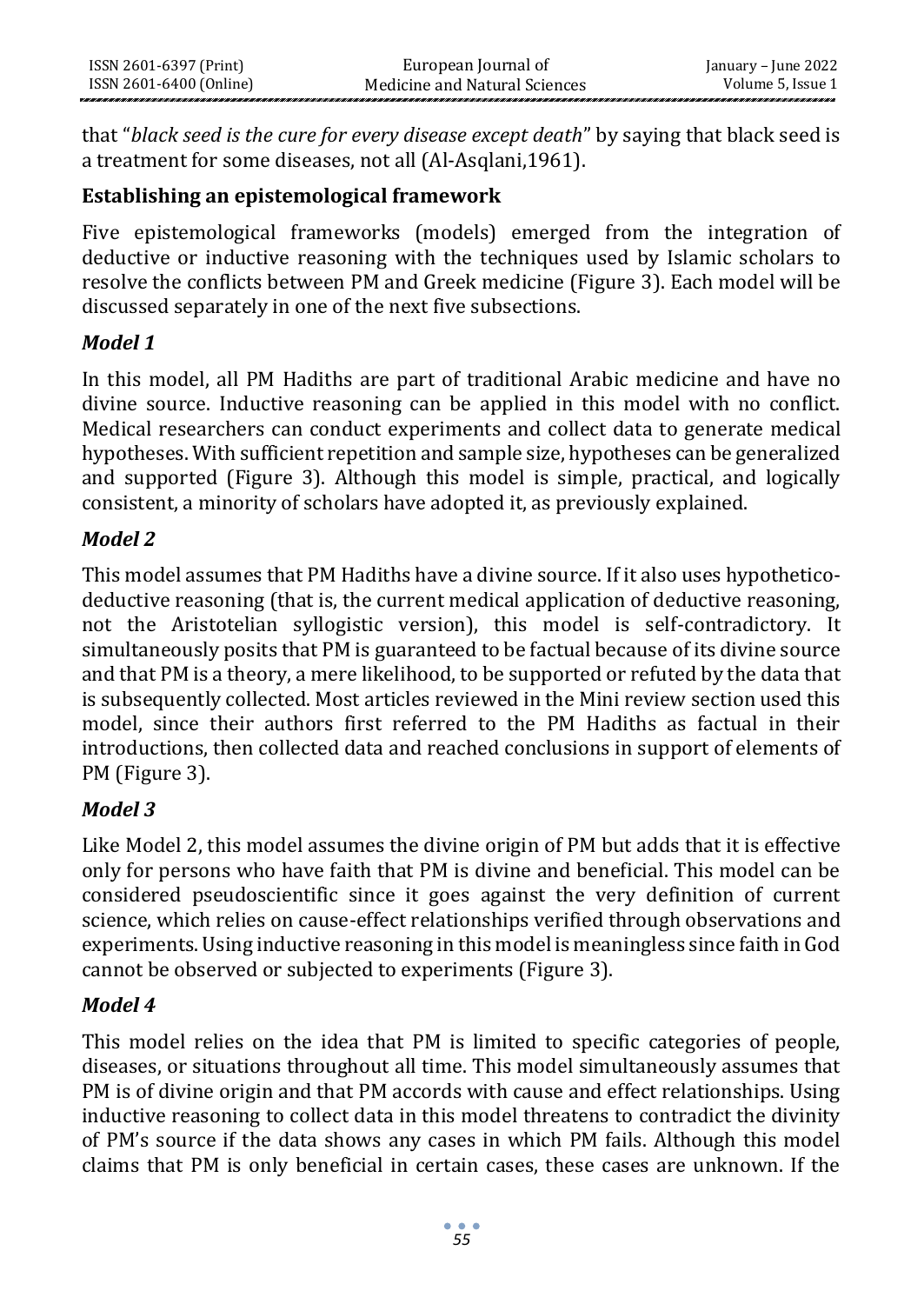that "*black seed is the cure for every disease except death*" by saying that black seed is a treatment for some diseases, not all (Al-Asqlani,1961).

### Establishing an epistemological framework

Five epistemological frameworks (models) emerged from the integration of deductive or inductive reasoning with the techniques used by Islamic scholars to resolve the conflicts between PM and Greek medicine (Figure 3). Each model will be discussed separately in one of the next five subsections.

#### *Model 1*

In this model, all PM Hadiths are part of traditional Arabic medicine and have no divine source. Inductive reasoning can be applied in this model with no conflict. Medical researchers can conduct experiments and collect data to generate medical hypotheses. With sufficient repetition and sample size, hypotheses can be generalized and supported (Figure 3). Although this model is simple, practical, and logically consistent, a minority of scholars have adopted it, as previously explained.

#### *Model 2*

This model assumes that PM Hadiths have a divine source. If it also uses hypothetico-deductive reasoning (that is, the current medical application of deductive reasoning, not the Aristotelian syllogistic version), this model is self-contradictory. It simultaneously posits that PM is guaranteed to be factual because of its divine source and that PM is a theory, a mere likelihood, to be supported or refuted by the data that is subsequently collected. Most articles reviewed in the Mini review section used this model, since their authors first referred to the PM Hadiths as factual in their introductions, then collected data and reached conclusions in support of elements of PM (Figure 3).

#### *Model 3*

Like Model 2, this model assumes the divine origin of PM but adds that it is effective only for persons who have faith that PM is divine and beneficial. This model can be considered pseudoscientific since it goes against the very definition of current science, which relies on cause-effect relationships verified through observations and experiments. Using inductive reasoning in this model is meaningless since faith in God cannot be observed or subjected to experiments (Figure 3).

#### *Model 4*

This model relies on the idea that PM is limited to specific categories of people, diseases, or situations throughout all time. This model simultaneously assumes that PM is of divine origin and that PM accords with cause and effect relationships. Using inductive reasoning to collect data in this model threatens to contradict the divinity of PM's source if the data shows any cases in which PM fails. Although this model claims that PM is only beneficial in certain cases, these cases are unknown. If the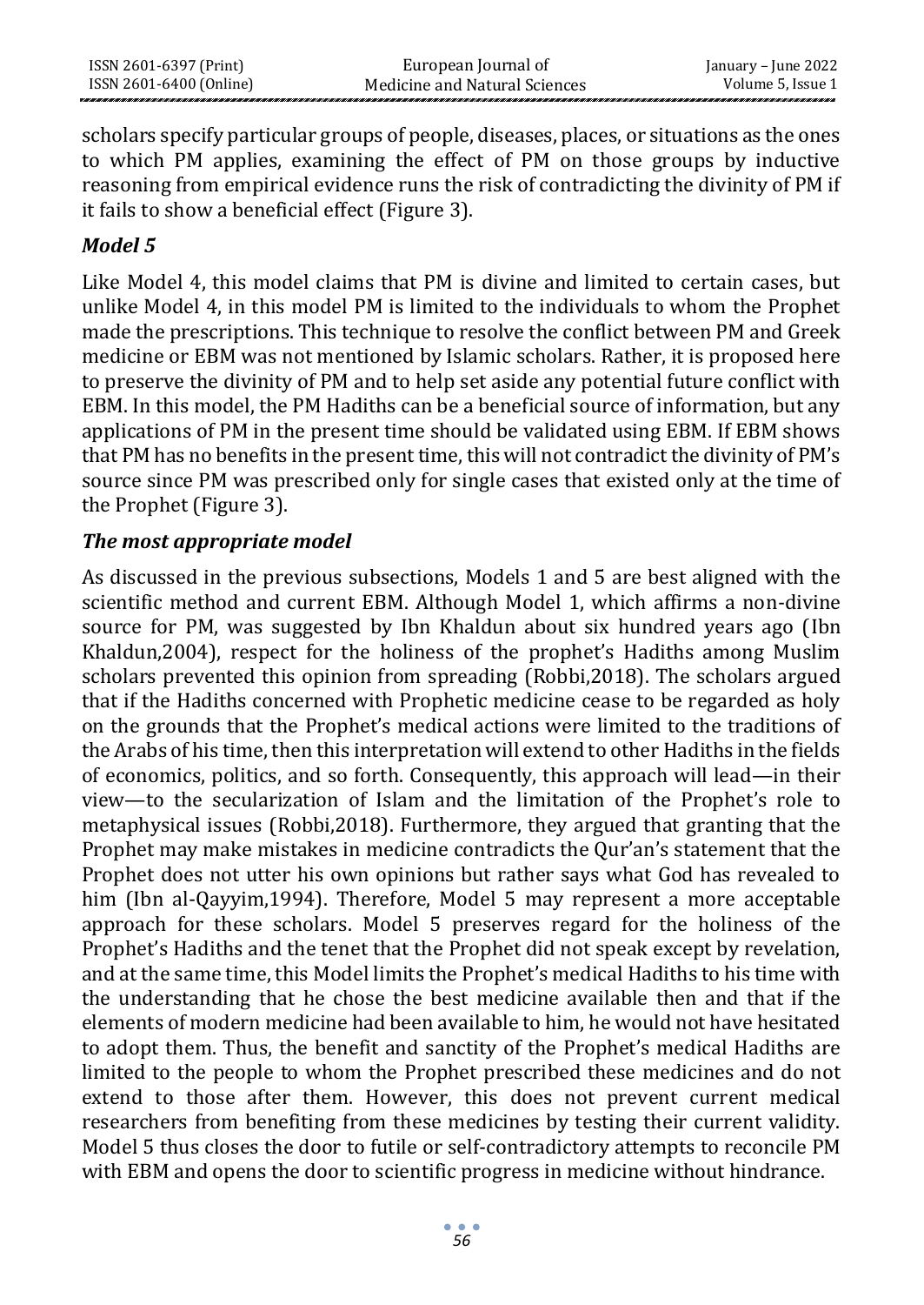scholars specify particular groups of people, diseases, places, or situations as the ones to which PM applies, examining the effect of PM on those groups by inductive reasoning from empirical evidence runs the risk of contradicting the divinity of PM if it fails to show a beneficial effect (Figure 3).

### *Model 5*

Like Model 4, this model claims that PM is divine and limited to certain cases, but unlike Model 4, in this model PM is limited to the individuals to whom the Prophet made the prescriptions. This technique to resolve the conflict between PM and Greek medicine or EBM was not mentioned by Islamic scholars. Rather, it is proposed here to preserve the divinity of PM and to help set aside any potential future conflict with EBM. In this model, the PM Hadiths can be a beneficial source of information, but any applications of PM in the present time should be validated using EBM. If EBM shows that PM has no benefits in the present time, this will not contradict the divinity of PM's source since PM was prescribed only for single cases that existed only at the time of the Prophet (Figure 3).

### *The most appropriate model*

As discussed in the previous subsections, Models 1 and 5 are best aligned with the scientific method and current EBM. Although Model 1, which affirms a non-divine source for PM, was suggested by Ibn Khaldun about six hundred years ago (Ibn Khaldun,2004), respect for the holiness of the prophet's Hadiths among Muslim scholars prevented this opinion from spreading (Robbi,2018). The scholars argued that if the Hadiths concerned with Prophetic medicine cease to be regarded as holy on the grounds that the Prophet's medical actions were limited to the traditions of the Arabs of his time, then this interpretation will extend to other Hadiths in the fields of economics, politics, and so forth. Consequently, this approach will lead—in their view—to the secularization of Islam and the limitation of the Prophet's role to metaphysical issues (Robbi,2018). Furthermore, they argued that granting that the Prophet may make mistakes in medicine contradicts the Qur'an's statement that the Prophet does not utter his own opinions but rather says what God has revealed to him (Ibn al-Qayyim,1994). Therefore, Model 5 may represent a more acceptable approach for these scholars. Model 5 preserves regard for the holiness of the Prophet's Hadiths and the tenet that the Prophet did not speak except by revelation, and at the same time, this Model limits the Prophet's medical Hadiths to his time with the understanding that he chose the best medicine available then and that if the elements of modern medicine had been available to him, he would not have hesitated to adopt them. Thus, the benefit and sanctity of the Prophet's medical Hadiths are limited to the people to whom the Prophet prescribed these medicines and do not extend to those after them. However, this does not prevent current medical researchers from benefiting from these medicines by testing their current validity. Model 5 thus closes the door to futile or self-contradictory attempts to reconcile PM with EBM and opens the door to scientific progress in medicine without hindrance.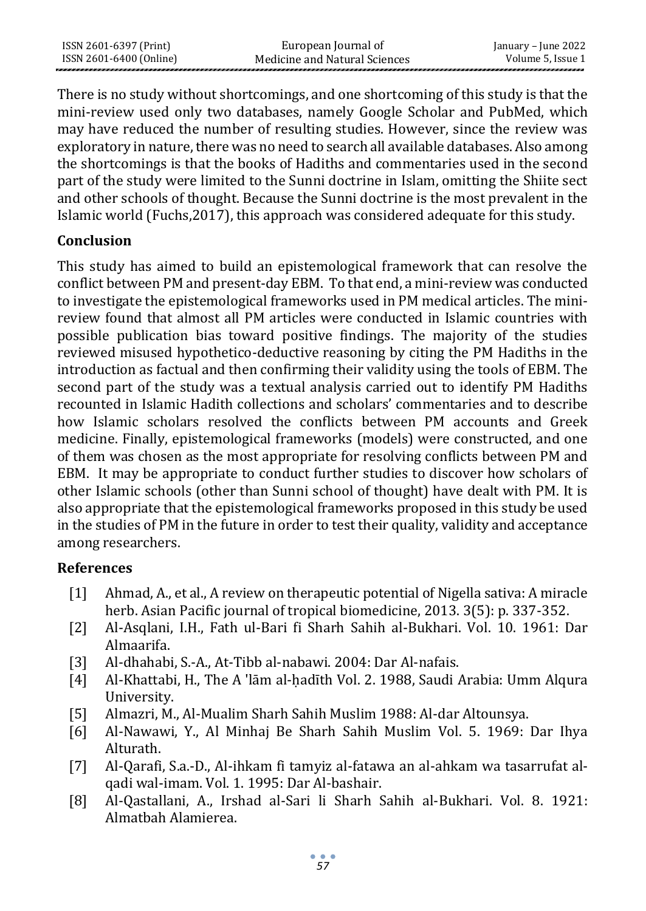There is no study without shortcomings, and one shortcoming of this study is that the mini-review used only two databases, namely Google Scholar and PubMed, which may have reduced the number of resulting studies. However, since the review was exploratory in nature, there was no need to search all available databases. Also among the shortcomings is that the books of Hadiths and commentaries used in the second part of the study were limited to the Sunni doctrine in Islam, omitting the Shiite sect and other schools of thought. Because the Sunni doctrine is the most prevalent in the Islamic world (Fuchs,2017), this approach was considered adequate for this study.

## Conclusion

This study has aimed to build an epistemological framework that can resolve the conflict between PM and present-day EBM. To that end, a mini-review was conducted to investigate the epistemological frameworks used in PM medical articles. The mini-review found that almost all PM articles were conducted in Islamic countries with possible publication bias toward positive findings. The majority of the studies reviewed misused hypothetico-deductive reasoning by citing the PM Hadiths in the introduction as factual and then confirming their validity using the tools of EBM. The second part of the study was a textual analysis carried out to identify PM Hadiths recounted in Islamic Hadith collections and scholars' commentaries and to describe how Islamic scholars resolved the conflicts between PM accounts and Greek medicine. Finally, epistemological frameworks (models) were constructed, and one of them was chosen as the most appropriate for resolving conflicts between PM and EBM. It may be appropriate to conduct further studies to discover how scholars of other Islamic schools (other than Sunni school of thought) have dealt with PM. It is also appropriate that the epistemological frameworks proposed in this study be used in the studies of PM in the future in order to test their quality, validity and acceptance among researchers.

## References

[1] Ahmad, A., et al., A review on therapeutic potential of Nigella sativa: A miracle herb. Asian Pacific journal of tropical biomedicine, 2013. 3(5): p. 337-352.

[2] Al-Asqlani, I.H., Fath ul-Bari fi Sharh Sahih al-Bukhari. Vol. 10. 1961: Dar Almaarifa.

[3] Al-dhahabi, S.-A., At-Tibb al-nabawi. 2004: Dar Al-nafais.

[4] Al-Khattabi, H., The A 'lām al-ḥadīth Vol. 2. 1988, Saudi Arabia: Umm Alqura University.

[5] Almazri, M., Al-Mualim Sharh Sahih Muslim 1988: Al-dar Altounsya.

[6] Al-Nawawi, Y., Al Minhaj Be Sharh Sahih Muslim Vol. 5. 1969: Dar Ihya Alturath.

[7] Al-Qarafi, S.a.-D., Al-ihkam fi tamyiz al-fatawa an al-ahkam wa tasarrufat al-qadi wal-imam. Vol. 1. 1995: Dar Al-bashair.

[8] Al-Qastallani, A., Irshad al-Sari li Sharh Sahih al-Bukhari. Vol. 8. 1921: Almatbah Alamierea.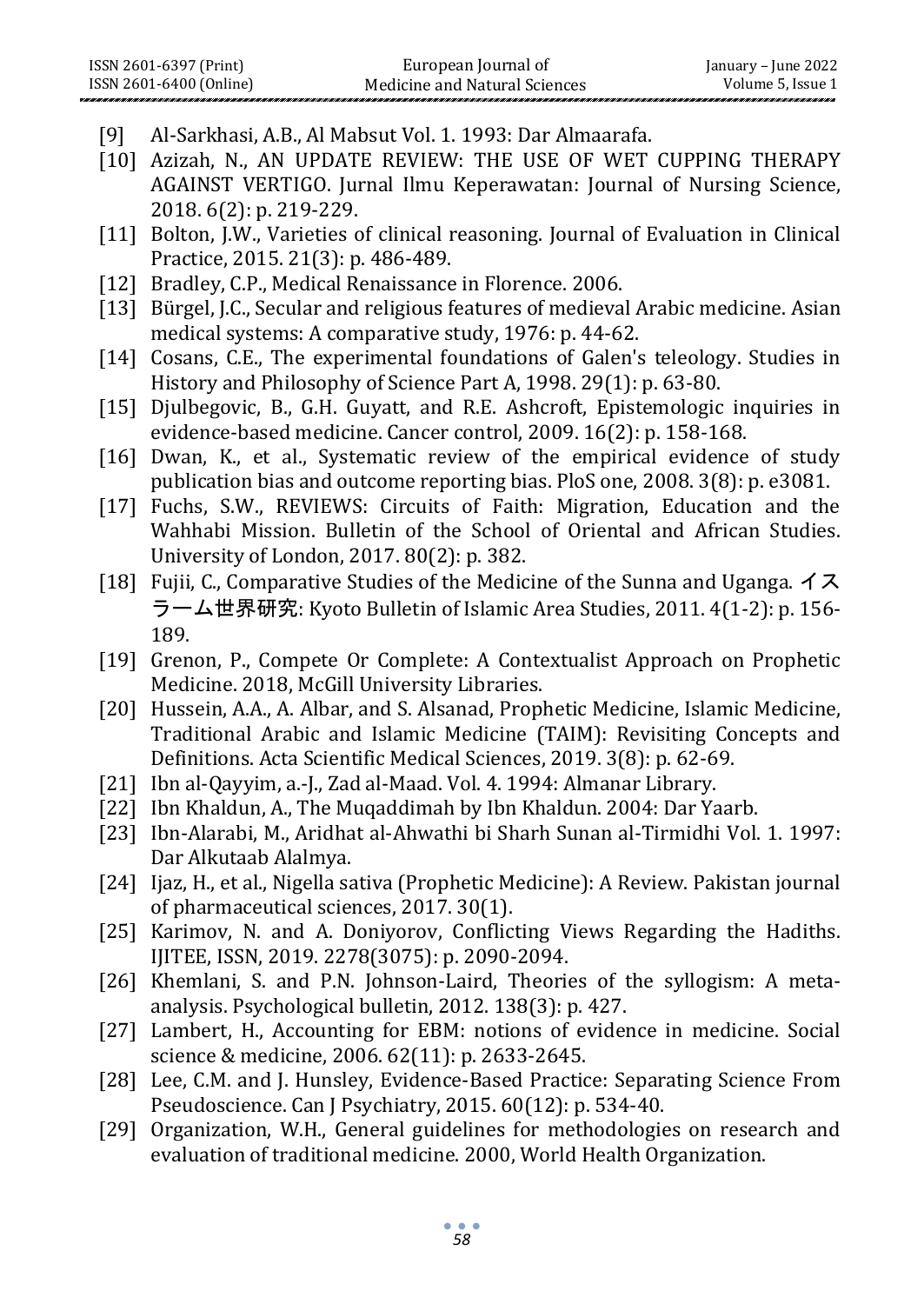[9] Al-Sarkhasi, A.B., Al Mabsut Vol. 1. 1993: Dar Almaarafa.

[10] Azizah, N., AN UPDATE REVIEW: THE USE OF WET CUPPING THERAPY AGAINST VERTIGO. Jurnal Ilmu Keperawatan: Journal of Nursing Science, 2018. 6(2): p. 219-229.

[11] Bolton, J.W., Varieties of clinical reasoning. Journal of Evaluation in Clinical Practice, 2015. 21(3): p. 486-489.

[12] Bradley, C.P., Medical Renaissance in Florence. 2006.

[13] Bürgel, J.C., Secular and religious features of medieval Arabic medicine. Asian medical systems: A comparative study, 1976: p. 44-62.

[14] Cosans, C.E., The experimental foundations of Galen's teleology. Studies in History and Philosophy of Science Part A, 1998. 29(1): p. 63-80.

[15] Djulbegovic, B., G.H. Guyatt, and R.E. Ashcroft, Epistemologic inquiries in evidence-based medicine. Cancer control, 2009. 16(2): p. 158-168.

[16] Dwan, K., et al., Systematic review of the empirical evidence of study publication bias and outcome reporting bias. PloS one, 2008. 3(8): p. e3081.

[17] Fuchs, S.W., REVIEWS: Circuits of Faith: Migration, Education and the Wahhabi Mission. Bulletin of the School of Oriental and African Studies. University of London, 2017. 80(2): p. 382.

[18] Fujii, C., Comparative Studies of the Medicine of the Sunna and Uganga. イスラーム世界研究: Kyoto Bulletin of Islamic Area Studies, 2011. 4(1-2): p. 156-189.

[19] Grenon, P., Compete Or Complete: A Contextualist Approach on Prophetic Medicine. 2018, McGill University Libraries.

[20] Hussein, A.A., A. Albar, and S. Alsanad, Prophetic Medicine, Islamic Medicine, Traditional Arabic and Islamic Medicine (TAIM): Revisiting Concepts and Definitions. Acta Scientific Medical Sciences, 2019. 3(8): p. 62-69.

[21] Ibn al-Qayyim, a.-J., Zad al-Maad. Vol. 4. 1994: Almanar Library.

[22] Ibn Khaldun, A., The Muqaddimah by Ibn Khaldun. 2004: Dar Yaarb.

[23] Ibn-Alarabi, M., Aridhat al-Ahwathi bi Sharh Sunan al-Tirmidhi Vol. 1. 1997: Dar Alkutaab Alalmya.

[24] Ijaz, H., et al., Nigella sativa (Prophetic Medicine): A Review. Pakistan journal of pharmaceutical sciences, 2017. 30(1).

[25] Karimov, N. and A. Doniyorov, Conflicting Views Regarding the Hadiths. IJITEE, ISSN, 2019. 2278(3075): p. 2090-2094.

[26] Khemlani, S. and P.N. Johnson-Laird, Theories of the syllogism: A meta-analysis. Psychological bulletin, 2012. 138(3): p. 427.

[27] Lambert, H., Accounting for EBM: notions of evidence in medicine. Social science & medicine, 2006. 62(11): p. 2633-2645.

[28] Lee, C.M. and J. Hunsley, Evidence-Based Practice: Separating Science From Pseudoscience. Can J Psychiatry, 2015. 60(12): p. 534-40.

[29] Organization, W.H., General guidelines for methodologies on research and evaluation of traditional medicine. 2000, World Health Organization.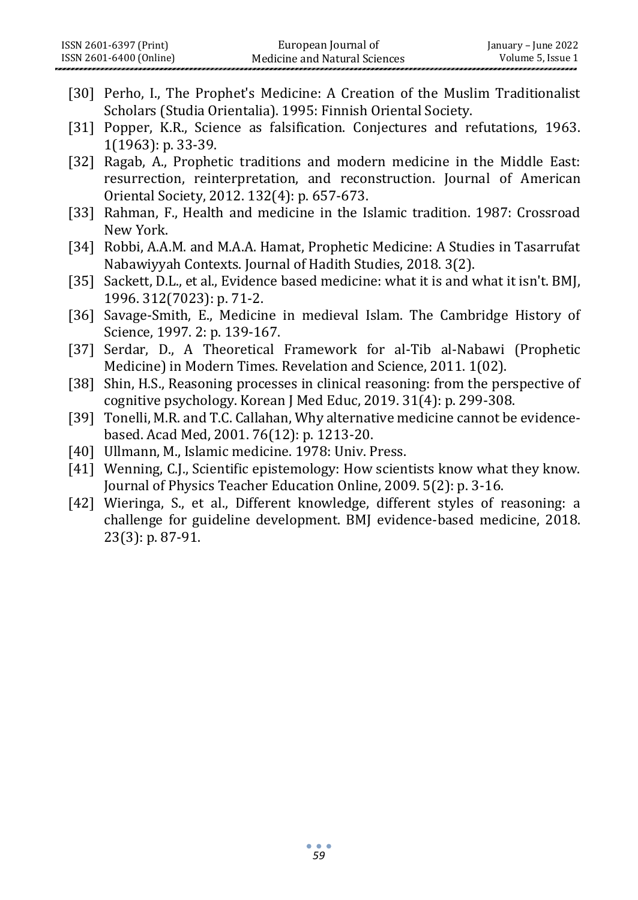[30] Perho, I., The Prophet's Medicine: A Creation of the Muslim Traditionalist Scholars (Studia Orientalia). 1995: Finnish Oriental Society.

[31] Popper, K.R., Science as falsification. Conjectures and refutations, 1963. 1(1963): p. 33-39.

[32] Ragab, A., Prophetic traditions and modern medicine in the Middle East: resurrection, reinterpretation, and reconstruction. Journal of American Oriental Society, 2012. 132(4): p. 657-673.

[33] Rahman, F., Health and medicine in the Islamic tradition. 1987: Crossroad New York.

[34] Robbi, A.A.M. and M.A.A. Hamat, Prophetic Medicine: A Studies in Tasarrufat Nabawiyyah Contexts. Journal of Hadith Studies, 2018. 3(2).

[35] Sackett, D.L., et al., Evidence based medicine: what it is and what it isn't. BMJ, 1996. 312(7023): p. 71-2.

[36] Savage-Smith, E., Medicine in medieval Islam. The Cambridge History of Science, 1997. 2: p. 139-167.

[37] Serdar, D., A Theoretical Framework for al-Tib al-Nabawi (Prophetic Medicine) in Modern Times. Revelation and Science, 2011. 1(02).

[38] Shin, H.S., Reasoning processes in clinical reasoning: from the perspective of cognitive psychology. Korean J Med Educ, 2019. 31(4): p. 299-308.

[39] Tonelli, M.R. and T.C. Callahan, Why alternative medicine cannot be evidence-based. Acad Med, 2001. 76(12): p. 1213-20.

[40] Ullmann, M., Islamic medicine. 1978: Univ. Press.

[41] Wenning, C.J., Scientific epistemology: How scientists know what they know. Journal of Physics Teacher Education Online, 2009. 5(2): p. 3-16.

[42] Wieringa, S., et al., Different knowledge, different styles of reasoning: a challenge for guideline development. BMJ evidence-based medicine, 2018. 23(3): p. 87-91.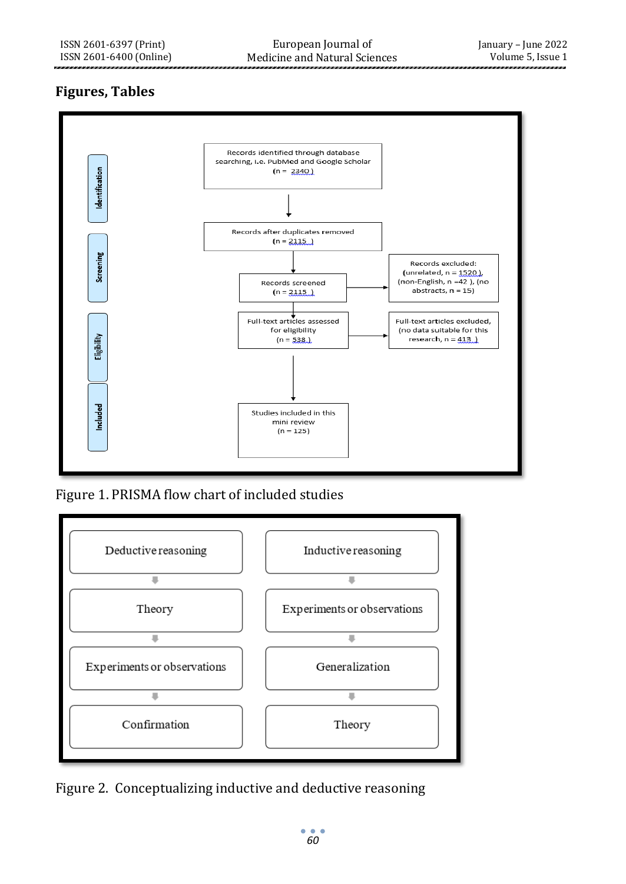## Figures, Tables

**Identification**

Records identified through database searching, i.e. PubMed and Google Scholar (n = 2340 )

↓

Records after duplicates removed (n = 2115 )

**Screening**

Records screened (n = 2115 ) → Records excluded: (unrelated, n = 1520 ), (non-English, n =42 ), (no abstracts, n = 15)

**Eligibility**

Full-text articles assessed for eligibility (n = 538 ) → Full-text articles excluded, (no data suitable for this research, n = 413 )

**Included**

Studies included in this mini review (n = 125)

Figure 1. PRISMA flow chart of included studies

| Deductive reasoning | Inductive reasoning |
|---|---|
| Theory | Experiments or observations |
| Experiments or observations | Generalization |
| Confirmation | Theory |

Figure 2. Conceptualizing inductive and deductive reasoning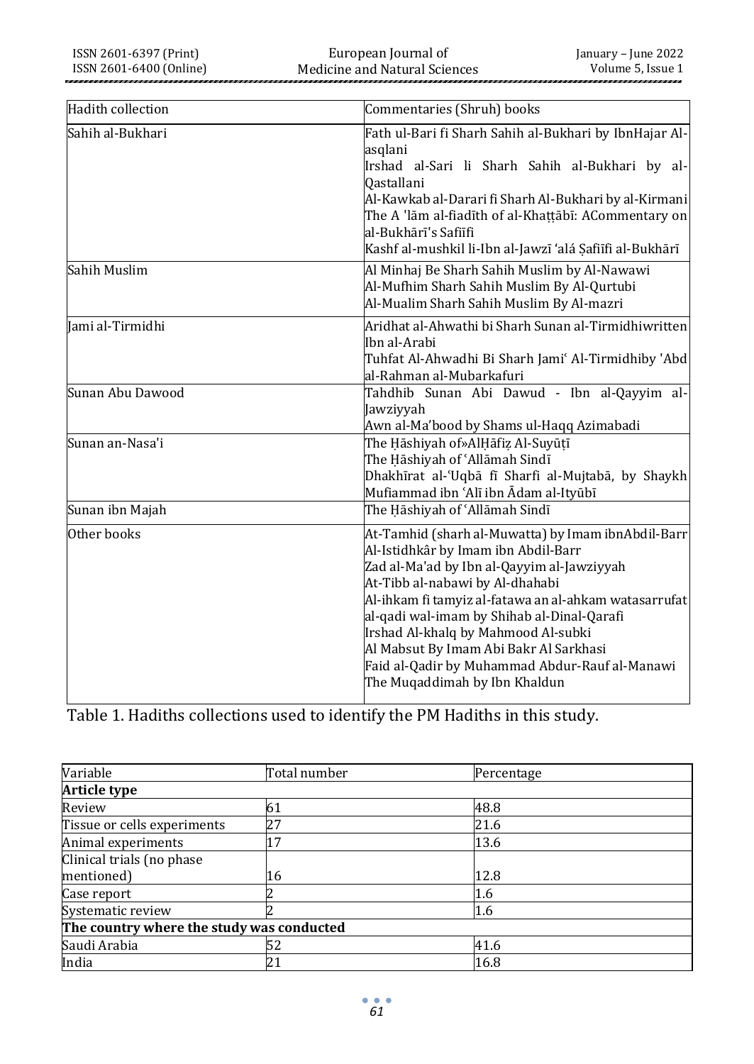| Hadith collection | Commentaries (Shruh) books |
|---|---|
| Sahih al-Bukhari | Fath ul-Bari fi Sharh Sahih al-Bukhari by IbnHajar Al-asqlani<br>Irshad al-Sari li Sharh Sahih al-Bukhari by al-Qastallani<br>Al-Kawkab al-Darari fi Sharh Al-Bukhari by al-Kirmani<br>The A 'lām al-fiadīth of al-Khaṭṭābī: ACommentary on al-Bukhārī's Safiīfi<br>Kashf al-mushkil li-Ibn al-Jawzī 'alá Ṣafiīfi al-Bukhārī |
| Sahih Muslim | Al Minhaj Be Sharh Sahih Muslim by Al-Nawawi<br>Al-Mufhim Sharh Sahih Muslim By Al-Qurtubi<br>Al-Mualim Sharh Sahih Muslim By Al-mazri |
| Jami al-Tirmidhi | Aridhat al-Ahwathi bi Sharh Sunan al-Tirmidhiwritten Ibn al-Arabi<br>Tuhfat Al-Ahwadhi Bi Sharh Jami' Al-Tirmidhiby 'Abd al-Rahman al-Mubarkafuri |
| Sunan Abu Dawood | Tahdhib Sunan Abi Dawud - Ibn al-Qayyim al-Jawziyyah<br>Awn al-Ma'bood by Shams ul-Haqq Azimabadi |
| Sunan an-Nasa'i | The Ḥāshiyah of»AlḤāfiẓ Al-Suyūṭī<br>The Ḥāshiyah of 'Allāmah Sindī<br>Dhakhīrat al-'Uqbā fī Sharfi al-Mujtabā, by Shaykh Mufiammad ibn 'Alī ibn Ādam al-Ityūbī |
| Sunan ibn Majah | The Ḥāshiyah of 'Allāmah Sindī |
| Other books | At-Tamhid (sharh al-Muwatta) by Imam ibnAbdil-Barr<br>Al-Istidhkâr by Imam ibn Abdil-Barr<br>Zad al-Ma'ad by Ibn al-Qayyim al-Jawziyyah<br>At-Tibb al-nabawi by Al-dhahabi<br>Al-ihkam fi tamyiz al-fatawa an al-ahkam watasarrufat al-qadi wal-imam by Shihab al-Dinal-Qarafi<br>Irshad Al-khalq by Mahmood Al-subki<br>Al Mabsut By Imam Abi Bakr Al Sarkhasi<br>Faid al-Qadir by Muhammad Abdur-Rauf al-Manawi<br>The Muqaddimah by Ibn Khaldun |

Table 1. Hadiths collections used to identify the PM Hadiths in this study.

| Variable | Total number | Percentage |
|---|---|---|
| **Article type** | | |
| Review | 61 | 48.8 |
| Tissue or cells experiments | 27 | 21.6 |
| Animal experiments | 17 | 13.6 |
| Clinical trials (no phase mentioned) | 16 | 12.8 |
| Case report | 2 | 1.6 |
| Systematic review | 2 | 1.6 |
| **The country where the study was conducted** | | |
| Saudi Arabia | 52 | 41.6 |
| India | 21 | 16.8 |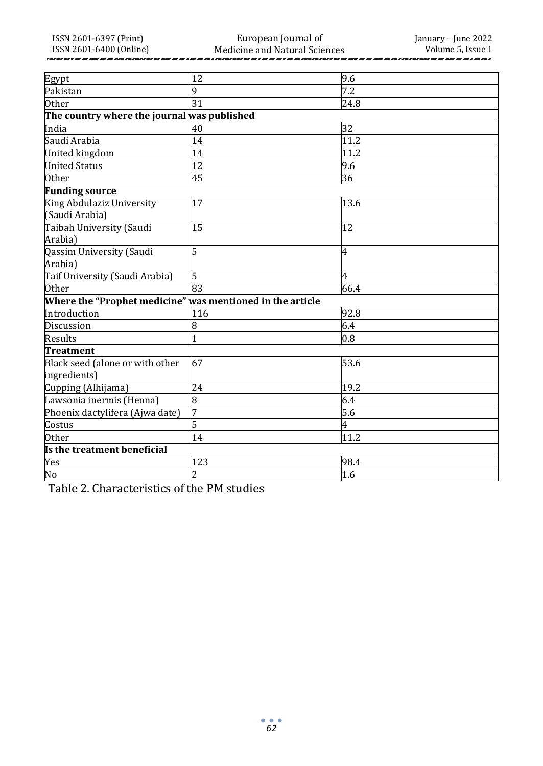| | | |
|---|---|---|
| Egypt | 12 | 9.6 |
| Pakistan | 9 | 7.2 |
| Other | 31 | 24.8 |
| **The country where the journal was published** | | |
| India | 40 | 32 |
| Saudi Arabia | 14 | 11.2 |
| United kingdom | 14 | 11.2 |
| United Status | 12 | 9.6 |
| Other | 45 | 36 |
| **Funding source** | | |
| King Abdulaziz University (Saudi Arabia) | 17 | 13.6 |
| Taibah University (Saudi Arabia) | 15 | 12 |
| Qassim University (Saudi Arabia) | 5 | 4 |
| Taif University (Saudi Arabia) | 5 | 4 |
| Other | 83 | 66.4 |
| **Where the "Prophet medicine" was mentioned in the article** | | |
| Introduction | 116 | 92.8 |
| Discussion | 8 | 6.4 |
| Results | 1 | 0.8 |
| **Treatment** | | |
| Black seed (alone or with other ingredients) | 67 | 53.6 |
| Cupping (Alhijama) | 24 | 19.2 |
| Lawsonia inermis (Henna) | 8 | 6.4 |
| Phoenix dactylifera (Ajwa date) | 7 | 5.6 |
| Costus | 5 | 4 |
| Other | 14 | 11.2 |
| **Is the treatment beneficial** | | |
| Yes | 123 | 98.4 |
| No | 2 | 1.6 |

Table 2. Characteristics of the PM studies